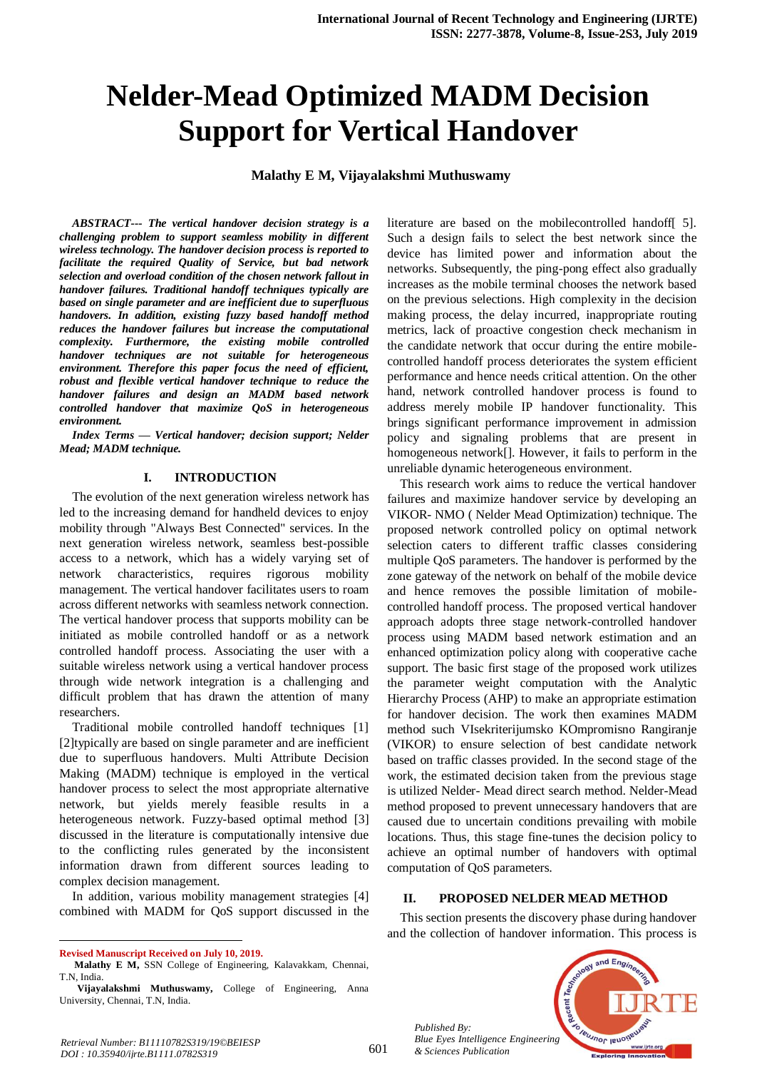# Nelder-Mead Optimized MADM Decision Support for Vertical Handover

**Malathy E M, Vijayalakshmi Muthuswamy**

***ABSTRACT--- The vertical handover decision strategy is a challenging problem to support seamless mobility in different wireless technology. The handover decision process is reported to facilitate the required Quality of Service, but bad network selection and overload condition of the chosen network fallout in handover failures. Traditional handoff techniques typically are based on single parameter and are inefficient due to superfluous handovers. In addition, existing fuzzy based handoff method reduces the handover failures but increase the computational complexity. Furthermore, the existing mobile controlled handover techniques are not suitable for heterogeneous environment. Therefore this paper focus the need of efficient, robust and flexible vertical handover technique to reduce the handover failures and design an MADM based network controlled handover that maximize QoS in heterogeneous environment.***

***Index Terms — Vertical handover; decision support; Nelder Mead; MADM technique.***

## I. INTRODUCTION

The evolution of the next generation wireless network has led to the increasing demand for handheld devices to enjoy mobility through "Always Best Connected" services. In the next generation wireless network, seamless best-possible access to a network, which has a widely varying set of network characteristics, requires rigorous mobility management. The vertical handover facilitates users to roam across different networks with seamless network connection. The vertical handover process that supports mobility can be initiated as mobile controlled handoff or as a network controlled handoff process. Associating the user with a suitable wireless network using a vertical handover process through wide network integration is a challenging and difficult problem that has drawn the attention of many researchers.

Traditional mobile controlled handoff techniques [1] [2]typically are based on single parameter and are inefficient due to superfluous handovers. Multi Attribute Decision Making (MADM) technique is employed in the vertical handover process to select the most appropriate alternative network, but yields merely feasible results in a heterogeneous network. Fuzzy-based optimal method [3] discussed in the literature is computationally intensive due to the conflicting rules generated by the inconsistent information drawn from different sources leading to complex decision management.

In addition, various mobility management strategies [4] combined with MADM for QoS support discussed in the literature are based on the mobilecontrolled handoff[ 5]. Such a design fails to select the best network since the device has limited power and information about the networks. Subsequently, the ping-pong effect also gradually increases as the mobile terminal chooses the network based on the previous selections. High complexity in the decision making process, the delay incurred, inappropriate routing metrics, lack of proactive congestion check mechanism in the candidate network that occur during the entire mobile-controlled handoff process deteriorates the system efficient performance and hence needs critical attention. On the other hand, network controlled handover process is found to address merely mobile IP handover functionality. This brings significant performance improvement in admission policy and signaling problems that are present in homogeneous network[]. However, it fails to perform in the unreliable dynamic heterogeneous environment.

This research work aims to reduce the vertical handover failures and maximize handover service by developing an VIKOR- NMO ( Nelder Mead Optimization) technique. The proposed network controlled policy on optimal network selection caters to different traffic classes considering multiple QoS parameters. The handover is performed by the zone gateway of the network on behalf of the mobile device and hence removes the possible limitation of mobile-controlled handoff process. The proposed vertical handover approach adopts three stage network-controlled handover process using MADM based network estimation and an enhanced optimization policy along with cooperative cache support. The basic first stage of the proposed work utilizes the parameter weight computation with the Analytic Hierarchy Process (AHP) to make an appropriate estimation for handover decision. The work then examines MADM method such VIsekriterijumsko KOmpromisno Rangiranje (VIKOR) to ensure selection of best candidate network based on traffic classes provided. In the second stage of the work, the estimated decision taken from the previous stage is utilized Nelder- Mead direct search method. Nelder-Mead method proposed to prevent unnecessary handovers that are caused due to uncertain conditions prevailing with mobile locations. Thus, this stage fine-tunes the decision policy to achieve an optimal number of handovers with optimal computation of QoS parameters.

## II. PROPOSED NELDER MEAD METHOD

This section presents the discovery phase during handover and the collection of handover information. This process is

---

**Revised Manuscript Received on July 10, 2019.**

**Malathy E M,** SSN College of Engineering, Kalavakkam, Chennai, T.N, India.

**Vijayalakshmi Muthuswamy,** College of Engineering, Anna University, Chennai, T.N, India.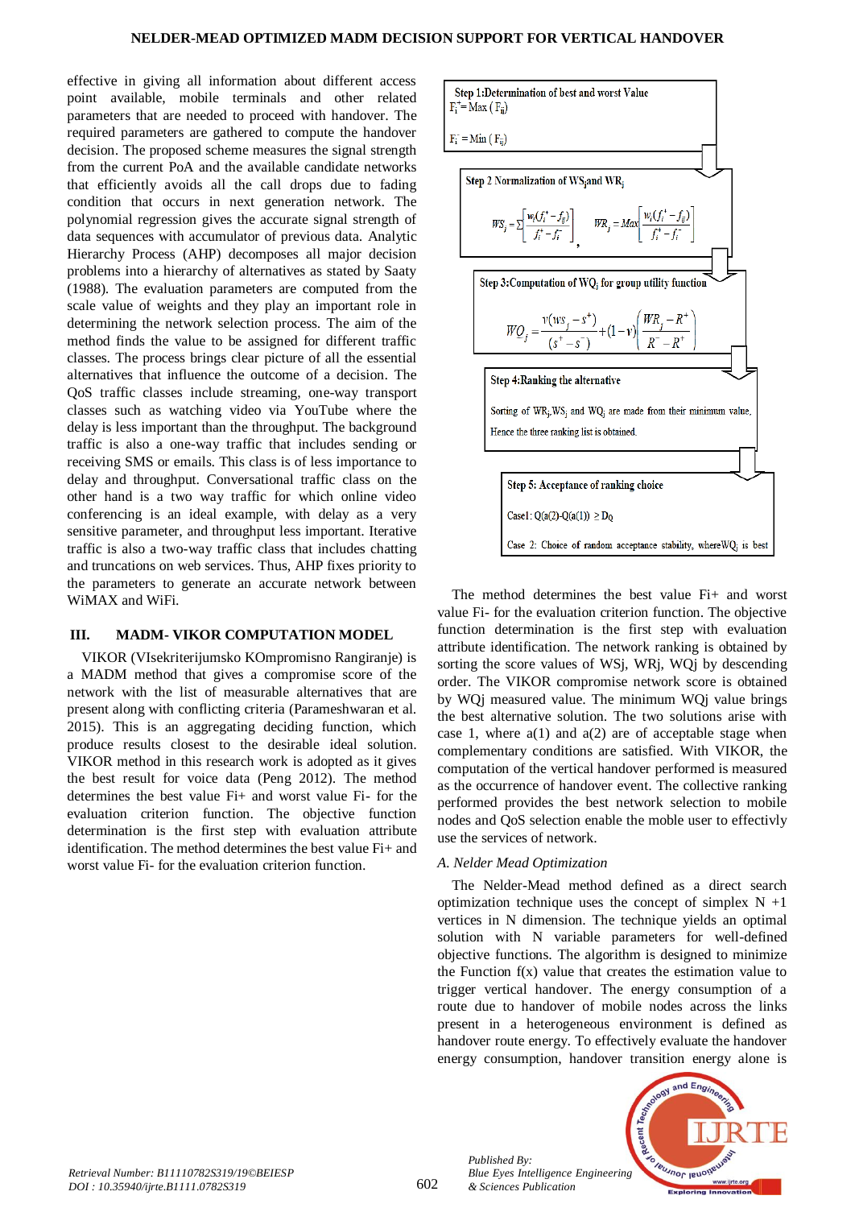effective in giving all information about different access point available, mobile terminals and other related parameters that are needed to proceed with handover. The required parameters are gathered to compute the handover decision. The proposed scheme measures the signal strength from the current PoA and the available candidate networks that efficiently avoids all the call drops due to fading condition that occurs in next generation network. The polynomial regression gives the accurate signal strength of data sequences with accumulator of previous data. Analytic Hierarchy Process (AHP) decomposes all major decision problems into a hierarchy of alternatives as stated by Saaty (1988). The evaluation parameters are computed from the scale value of weights and they play an important role in determining the network selection process. The aim of the method finds the value to be assigned for different traffic classes. The process brings clear picture of all the essential alternatives that influence the outcome of a decision. The QoS traffic classes include streaming, one-way transport classes such as watching video via YouTube where the delay is less important than the throughput. The background traffic is also a one-way traffic that includes sending or receiving SMS or emails. This class is of less importance to delay and throughput. Conversational traffic class on the other hand is a two way traffic for which online video conferencing is an ideal example, with delay as a very sensitive parameter, and throughput less important. Iterative traffic is also a two-way traffic class that includes chatting and truncations on web services. Thus, AHP fixes priority to the parameters to generate an accurate network between WiMAX and WiFi.

## III. MADM- VIKOR COMPUTATION MODEL

VIKOR (VIsekriterijumsko KOmpromisno Rangiranje) is a MADM method that gives a compromise score of the network with the list of measurable alternatives that are present along with conflicting criteria (Parameshwaran et al. 2015). This is an aggregating deciding function, which produce results closest to the desirable ideal solution. VIKOR method in this research work is adopted as it gives the best result for voice data (Peng 2012). The method determines the best value Fi+ and worst value Fi- for the evaluation criterion function. The objective function determination is the first step with evaluation attribute identification. The method determines the best value Fi+ and worst value Fi- for the evaluation criterion function.

**Step 1:Determination of best and worst Value**

$F_i^+ = \text{Max}\,(F_{ij})$

$F_i^- = \text{Min}\,(F_{ij})$

**Step 2 Normalization of $WS_j$and $WR_j$**

$$WS_j = \Sigma\left[\frac{w_i(f_i^+ - f_{ij})}{f_i^+ - f_i^-}\right], \quad WR_j = Max\left[\frac{w_i(f_i^+ - f_{ij})}{f_i^+ - f_i^-}\right]$$

**Step 3:Computation of $WQ_j$ for group utility function**

$$WQ_j = \frac{v(ws_j - s^+)}{(s^+ - s^-)} + (1-v)\left(\frac{WR_j - R^+}{R^- - R^+}\right)$$

**Step 4:Ranking the alternative**

Sorting of $WR_j$,$WS_j$ and $WQ_j$ are made from their minimum value. Hence the three ranking list is obtained.

**Step 5: Acceptance of ranking choice**

Case1: $Q(a(2)\text{-}Q(a(1)) \geq D_Q$

Case 2: Choice of random acceptance stability, where$WQ_j$ is best

The method determines the best value Fi+ and worst value Fi- for the evaluation criterion function. The objective function determination is the first step with evaluation attribute identification. The network ranking is obtained by sorting the score values of WSj, WRj, WQj by descending order. The VIKOR compromise network score is obtained by WQj measured value. The minimum WQj value brings the best alternative solution. The two solutions arise with case 1, where a(1) and a(2) are of acceptable stage when complementary conditions are satisfied. With VIKOR, the computation of the vertical handover performed is measured as the occurrence of handover event. The collective ranking performed provides the best network selection to mobile nodes and QoS selection enable the moble user to effectivly use the services of network.

### *A. Nelder Mead Optimization*

The Nelder-Mead method defined as a direct search optimization technique uses the concept of simplex N +1 vertices in N dimension. The technique yields an optimal solution with N variable parameters for well-defined objective functions. The algorithm is designed to minimize the Function f(x) value that creates the estimation value to trigger vertical handover. The energy consumption of a route due to handover of mobile nodes across the links present in a heterogeneous environment is defined as handover route energy. To effectively evaluate the handover energy consumption, handover transition energy alone is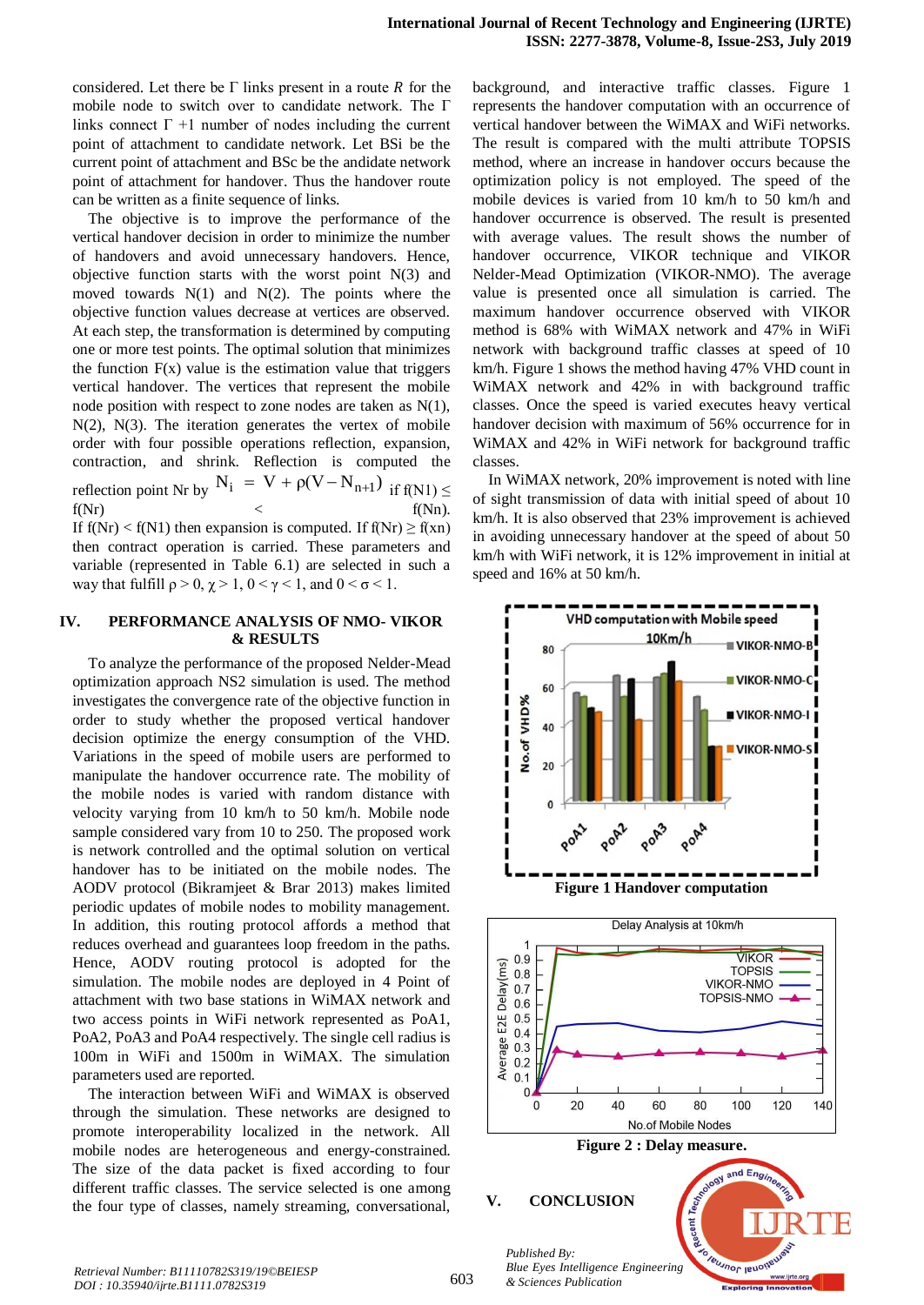considered. Let there be Γ links present in a route $R$ for the mobile node to switch over to candidate network. The Γ links connect Γ +1 number of nodes including the current point of attachment to candidate network. Let BSi be the current point of attachment and BSc be the andidate network point of attachment for handover. Thus the handover route can be written as a finite sequence of links.

The objective is to improve the performance of the vertical handover decision in order to minimize the number of handovers and avoid unnecessary handovers. Hence, objective function starts with the worst point N(3) and moved towards N(1) and N(2). The points where the objective function values decrease at vertices are observed. At each step, the transformation is determined by computing one or more test points. The optimal solution that minimizes the function F(x) value is the estimation value that triggers vertical handover. The vertices that represent the mobile node position with respect to zone nodes are taken as N(1), N(2), N(3). The iteration generates the vertex of mobile order with four possible operations reflection, expansion, contraction, and shrink. Reflection is computed the reflection point Nr by $N_i = V + \rho(V - N_{n+1})$ if f(N1) ≤ f(Nr) < f(Nn). If f(Nr) < f(N1) then expansion is computed. If f(Nr) ≥ f(xn) then contract operation is carried. These parameters and variable (represented in Table 6.1) are selected in such a way that fulfill $\rho > 0$, $\chi > 1$, $0 < \gamma < 1$, and $0 < \sigma < 1$.

## IV. PERFORMANCE ANALYSIS OF NMO- VIKOR & RESULTS

To analyze the performance of the proposed Nelder-Mead optimization approach NS2 simulation is used. The method investigates the convergence rate of the objective function in order to study whether the proposed vertical handover decision optimize the energy consumption of the VHD. Variations in the speed of mobile users are performed to manipulate the handover occurrence rate. The mobility of the mobile nodes is varied with random distance with velocity varying from 10 km/h to 50 km/h. Mobile node sample considered vary from 10 to 250. The proposed work is network controlled and the optimal solution on vertical handover has to be initiated on the mobile nodes. The AODV protocol (Bikramjeet & Brar 2013) makes limited periodic updates of mobile nodes to mobility management. In addition, this routing protocol affords a method that reduces overhead and guarantees loop freedom in the paths. Hence, AODV routing protocol is adopted for the simulation. The mobile nodes are deployed in 4 Point of attachment with two base stations in WiMAX network and two access points in WiFi network represented as PoA1, PoA2, PoA3 and PoA4 respectively. The single cell radius is 100m in WiFi and 1500m in WiMAX. The simulation parameters used are reported.

The interaction between WiFi and WiMAX is observed through the simulation. These networks are designed to promote interoperability localized in the network. All mobile nodes are heterogeneous and energy-constrained. The size of the data packet is fixed according to four different traffic classes. The service selected is one among the four type of classes, namely streaming, conversational, background, and interactive traffic classes. Figure 1 represents the handover computation with an occurrence of vertical handover between the WiMAX and WiFi networks. The result is compared with the multi attribute TOPSIS method, where an increase in handover occurs because the optimization policy is not employed. The speed of the mobile devices is varied from 10 km/h to 50 km/h and handover occurrence is observed. The result is presented with average values. The result shows the number of handover occurrence, VIKOR technique and VIKOR Nelder-Mead Optimization (VIKOR-NMO). The average value is presented once all simulation is carried. The maximum handover occurrence observed with VIKOR method is 68% with WiMAX network and 47% in WiFi network with background traffic classes at speed of 10 km/h. Figure 1 shows the method having 47% VHD count in WiMAX network and 42% in with background traffic classes. Once the speed is varied executes heavy vertical handover decision with maximum of 56% occurrence for in WiMAX and 42% in WiFi network for background traffic classes.

In WiMAX network, 20% improvement is noted with line of sight transmission of data with initial speed of about 10 km/h. It is also observed that 23% improvement is achieved in avoiding unnecessary handover at the speed of about 50 km/h with WiFi network, it is 12% improvement in initial at speed and 16% at 50 km/h.

**Figure 1 Handover computation**

**Figure 2 : Delay measure.**

## V. CONCLUSION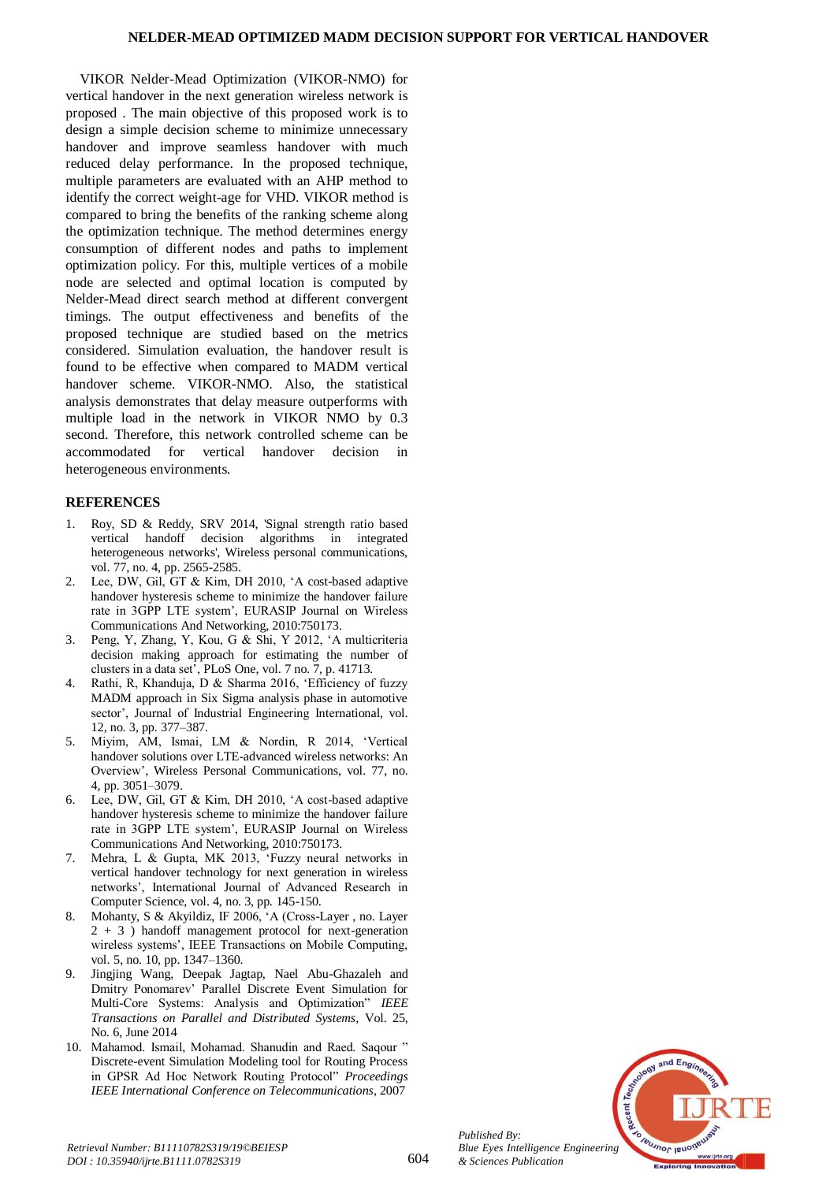VIKOR Nelder-Mead Optimization (VIKOR-NMO) for vertical handover in the next generation wireless network is proposed . The main objective of this proposed work is to design a simple decision scheme to minimize unnecessary handover and improve seamless handover with much reduced delay performance. In the proposed technique, multiple parameters are evaluated with an AHP method to identify the correct weight-age for VHD. VIKOR method is compared to bring the benefits of the ranking scheme along the optimization technique. The method determines energy consumption of different nodes and paths to implement optimization policy. For this, multiple vertices of a mobile node are selected and optimal location is computed by Nelder-Mead direct search method at different convergent timings. The output effectiveness and benefits of the proposed technique are studied based on the metrics considered. Simulation evaluation, the handover result is found to be effective when compared to MADM vertical handover scheme. VIKOR-NMO. Also, the statistical analysis demonstrates that delay measure outperforms with multiple load in the network in VIKOR NMO by 0.3 second. Therefore, this network controlled scheme can be accommodated for vertical handover decision in heterogeneous environments.

## REFERENCES

1. Roy, SD & Reddy, SRV 2014, 'Signal strength ratio based vertical handoff decision algorithms in integrated heterogeneous networks', Wireless personal communications, vol. 77, no. 4, pp. 2565-2585.
2. Lee, DW, Gil, GT & Kim, DH 2010, 'A cost-based adaptive handover hysteresis scheme to minimize the handover failure rate in 3GPP LTE system', EURASIP Journal on Wireless Communications And Networking, 2010:750173.
3. Peng, Y, Zhang, Y, Kou, G & Shi, Y 2012, 'A multicriteria decision making approach for estimating the number of clusters in a data set', PLoS One, vol. 7 no. 7, p. 41713.
4. Rathi, R, Khanduja, D & Sharma 2016, 'Efficiency of fuzzy MADM approach in Six Sigma analysis phase in automotive sector', Journal of Industrial Engineering International, vol. 12, no. 3, pp. 377–387.
5. Miyim, AM, Ismai, LM & Nordin, R 2014, 'Vertical handover solutions over LTE-advanced wireless networks: An Overview', Wireless Personal Communications, vol. 77, no. 4, pp. 3051–3079.
6. Lee, DW, Gil, GT & Kim, DH 2010, 'A cost-based adaptive handover hysteresis scheme to minimize the handover failure rate in 3GPP LTE system', EURASIP Journal on Wireless Communications And Networking, 2010:750173.
7. Mehra, L & Gupta, MK 2013, 'Fuzzy neural networks in vertical handover technology for next generation in wireless networks', International Journal of Advanced Research in Computer Science, vol. 4, no. 3, pp. 145-150.
8. Mohanty, S & Akyildiz, IF 2006, 'A (Cross-Layer , no. Layer 2 + 3 ) handoff management protocol for next-generation wireless systems', IEEE Transactions on Mobile Computing, vol. 5, no. 10, pp. 1347–1360.
9. Jingjing Wang, Deepak Jagtap, Nael Abu-Ghazaleh and Dmitry Ponomarev' Parallel Discrete Event Simulation for Multi-Core Systems: Analysis and Optimization" *IEEE Transactions on Parallel and Distributed Systems*, Vol. 25, No. 6, June 2014
10. Mahamod. Ismail, Mohamad. Shanudin and Raed. Saqour " Discrete-event Simulation Modeling tool for Routing Process in GPSR Ad Hoc Network Routing Protocol" *Proceedings IEEE International Conference on Telecommunications*, 2007